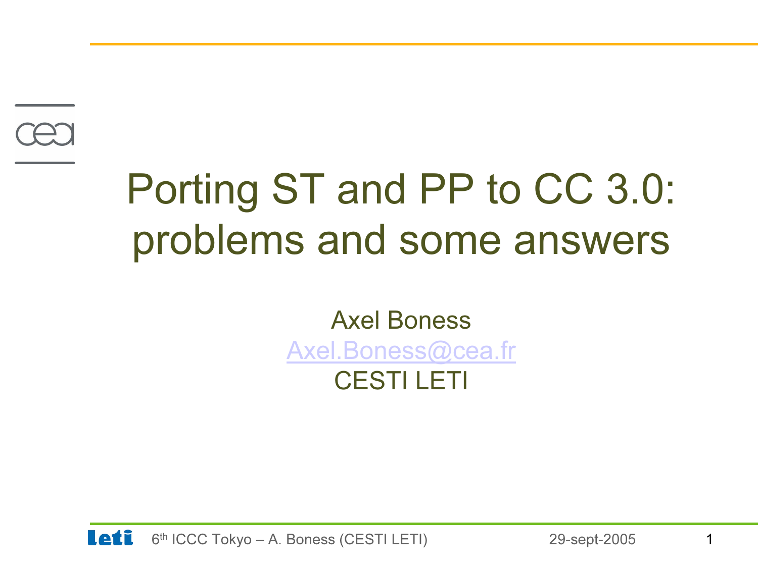# Porting ST and PP to CC 3.0: problems and some answers

Axel Boness

Axel.Boness@cea.fr

CESTI LETI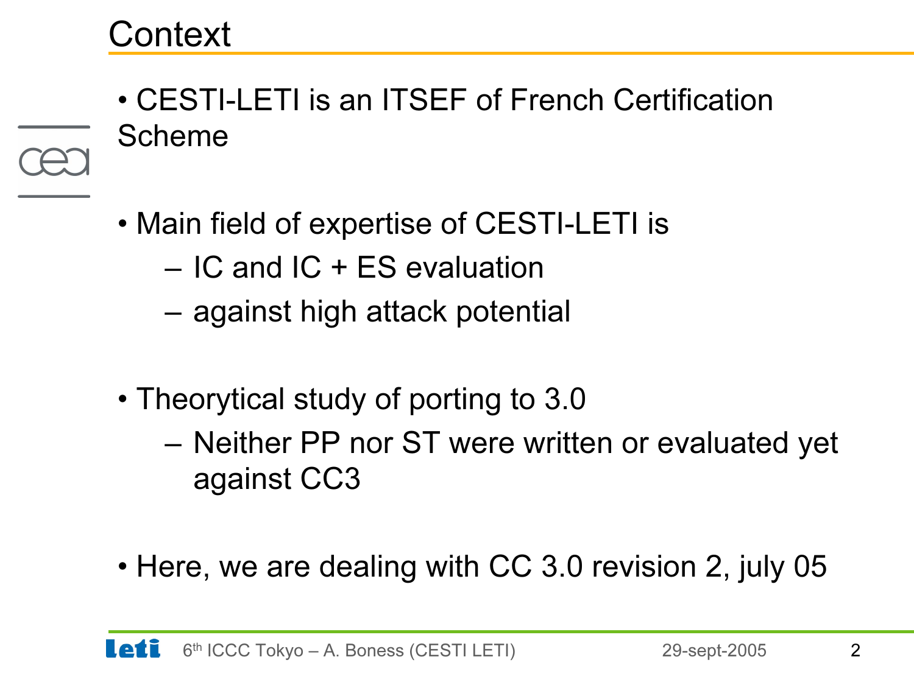# Context

- CESTI-LETI is an ITSEF of French Certification Scheme

- Main field of expertise of CESTI-LETI is
  - IC and IC + ES evaluation
  - against high attack potential

- Theorytical study of porting to 3.0
  - Neither PP nor ST were written or evaluated yet against CC3

- Here, we are dealing with CC 3.0 revision 2, july 05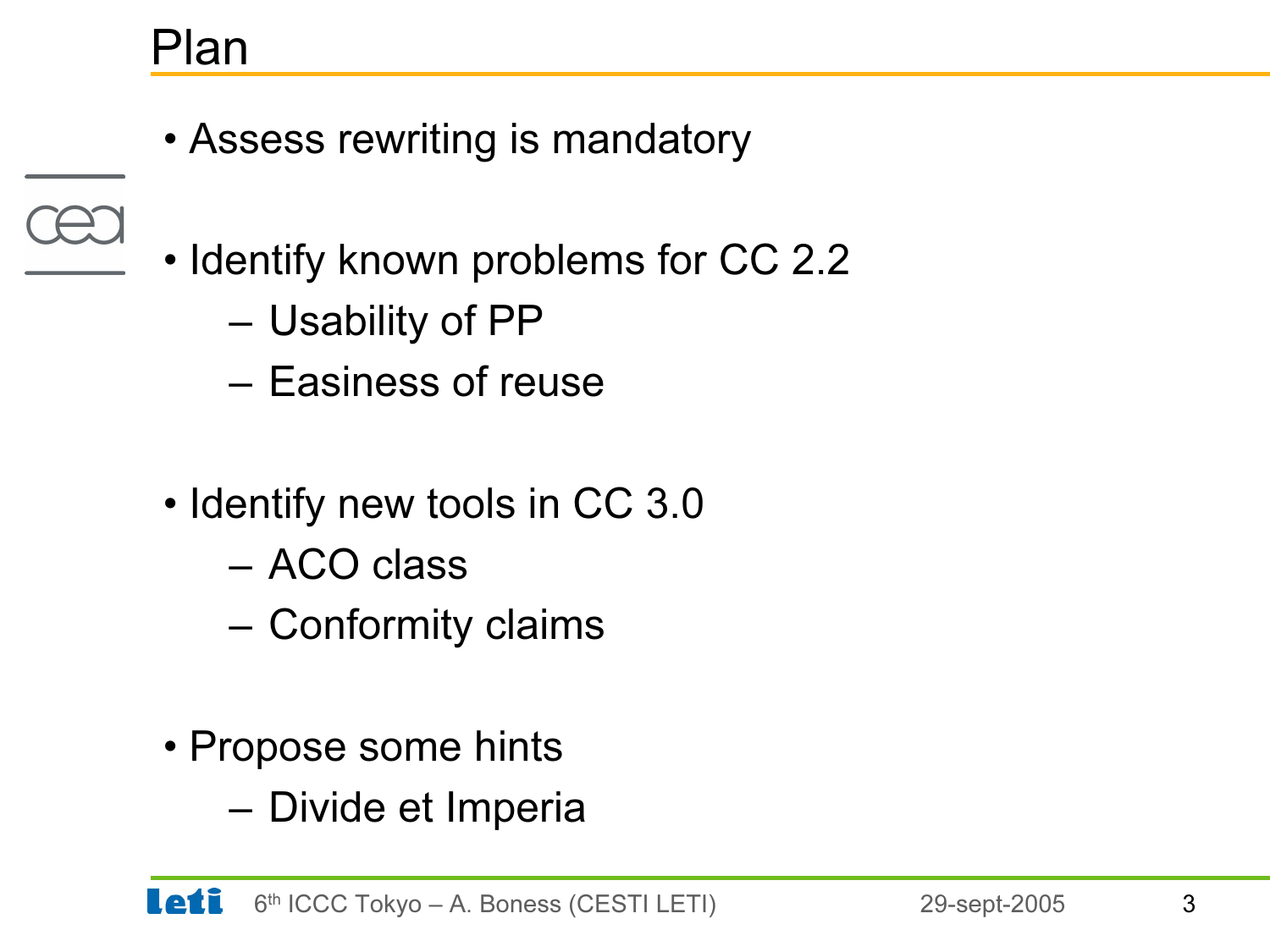# Plan

- Assess rewriting is mandatory
- Identify known problems for CC 2.2
  - Usability of PP
  - Easiness of reuse
- Identify new tools in CC 3.0
  - ACO class
  - Conformity claims
- Propose some hints
  - Divide et Imperia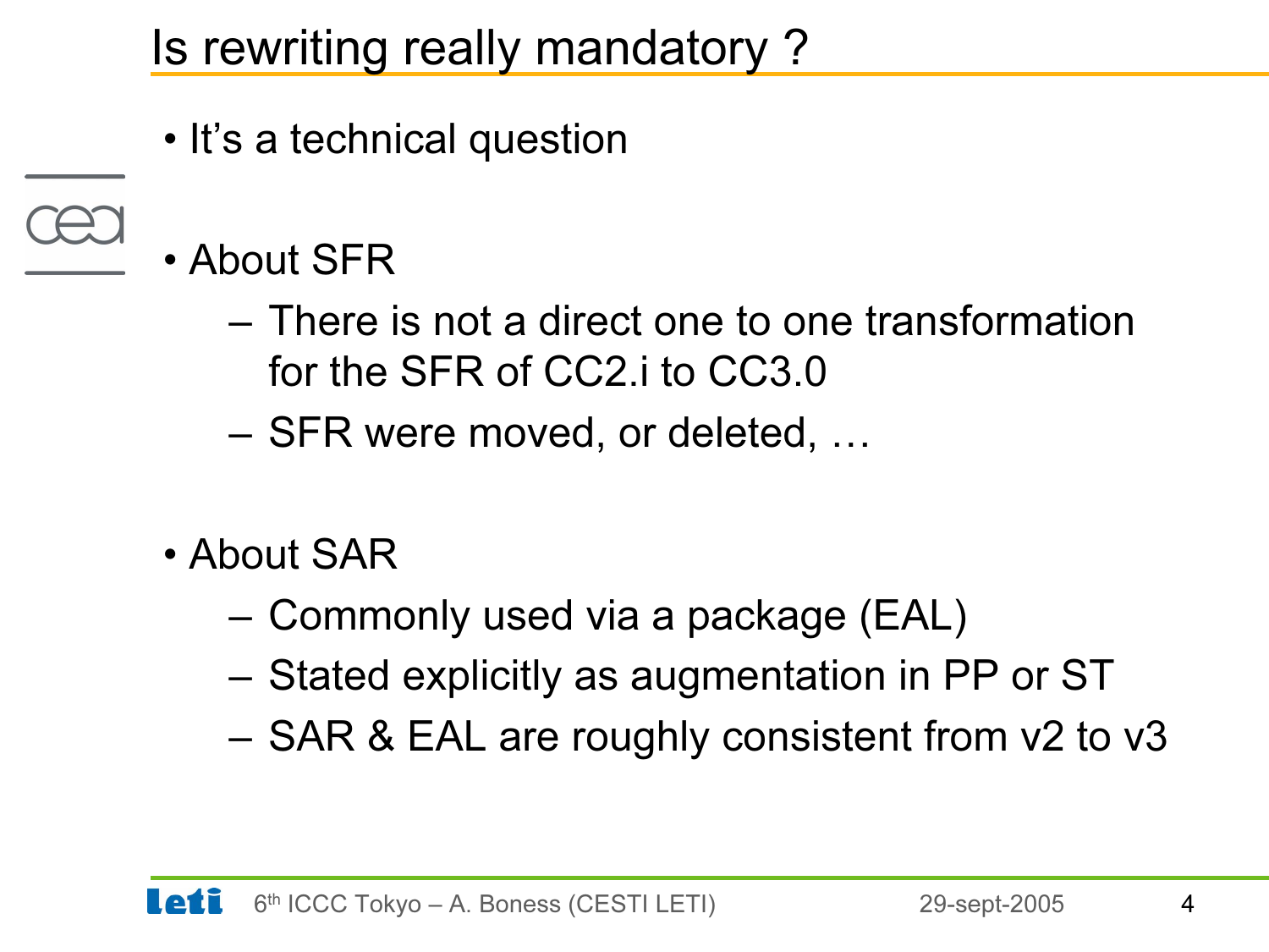# Is rewriting really mandatory ?

- It's a technical question

- About SFR
  - There is not a direct one to one transformation for the SFR of CC2.i to CC3.0
  - SFR were moved, or deleted, …

- About SAR
  - Commonly used via a package (EAL)
  - Stated explicitly as augmentation in PP or ST
  - SAR & EAL are roughly consistent from v2 to v3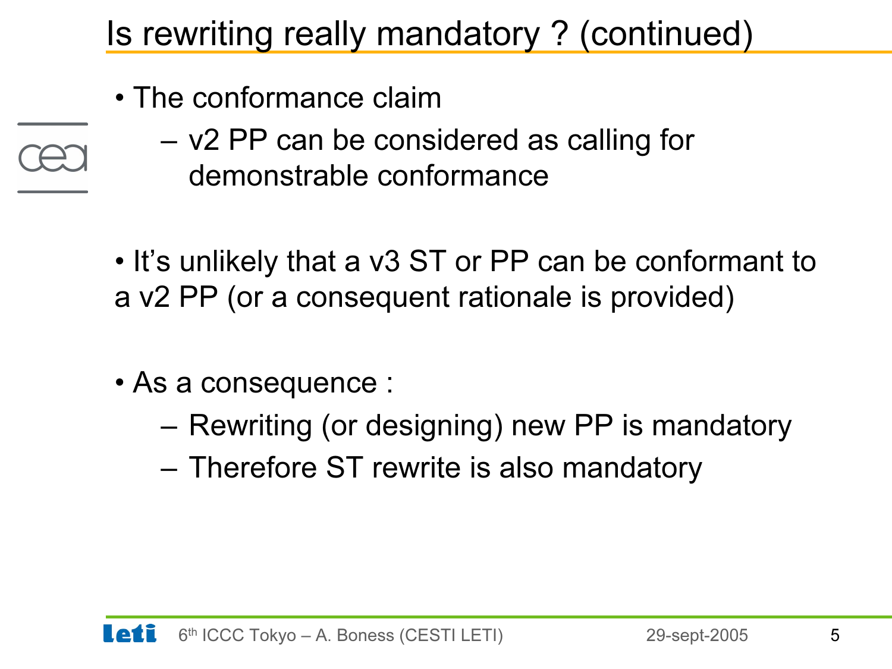# Is rewriting really mandatory ? (continued)

- The conformance claim
  - v2 PP can be considered as calling for demonstrable conformance

- It's unlikely that a v3 ST or PP can be conformant to a v2 PP (or a consequent rationale is provided)

- As a consequence :
  - Rewriting (or designing) new PP is mandatory
  - Therefore ST rewrite is also mandatory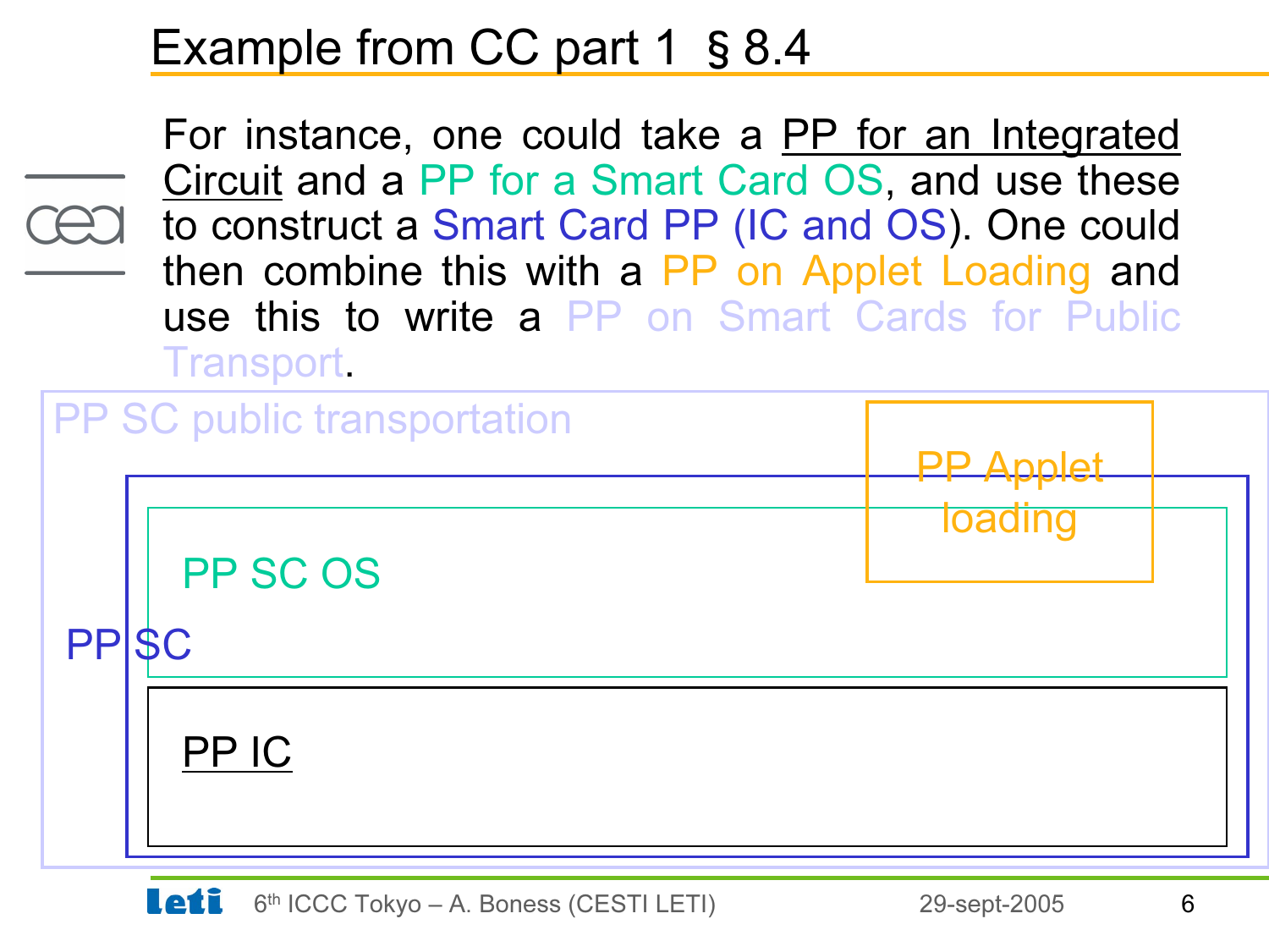# Example from CC part 1 § 8.4

For instance, one could take a PP for an Integrated Circuit and a PP for a Smart Card OS, and use these to construct a Smart Card PP (IC and OS). One could then combine this with a PP on Applet Loading and use this to write a PP on Smart Cards for Public Transport.

PP SC public transportation

PP Applet loading

PP SC OS

PP SC

PP IC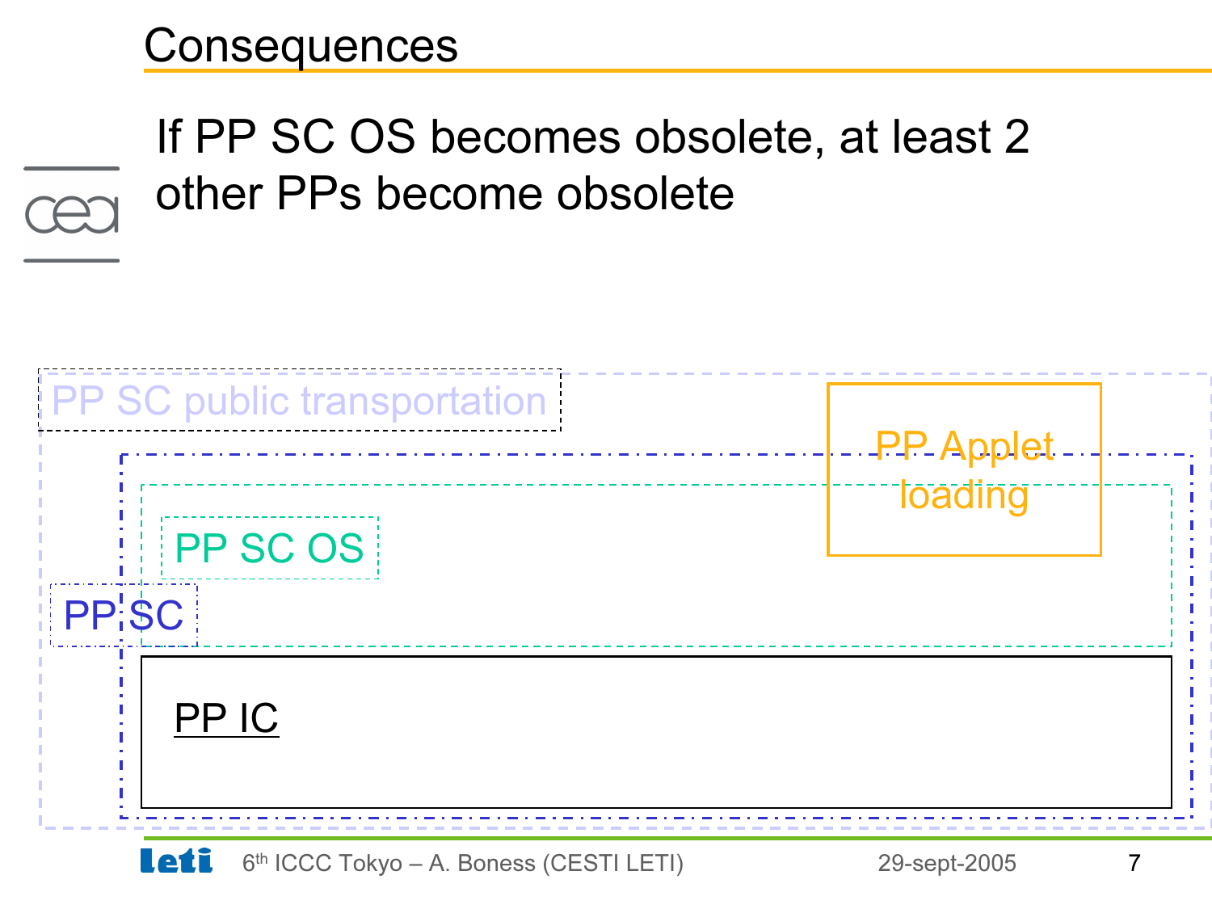# Consequences

If PP SC OS becomes obsolete, at least 2 other PPs become obsolete

PP SC public transportation

PP Applet loading

PP SC OS

PP SC

PP IC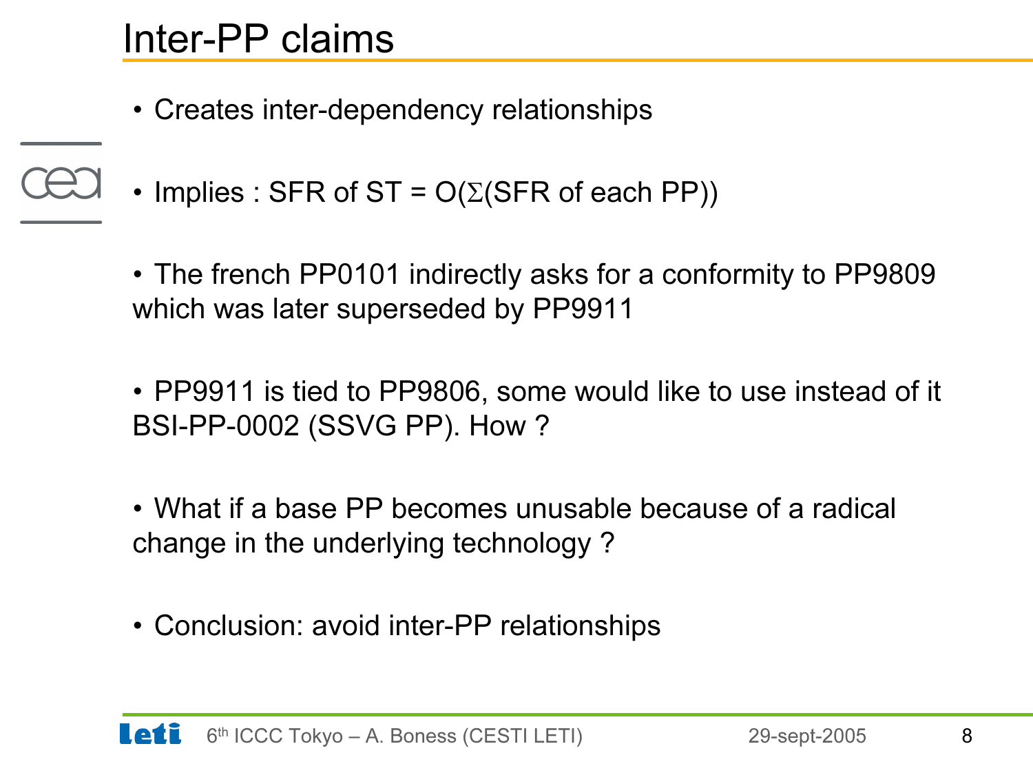# Inter-PP claims

- Creates inter-dependency relationships

- Implies : SFR of ST = $O(\Sigma(\text{SFR of each PP}))$

- The french PP0101 indirectly asks for a conformity to PP9809 which was later superseded by PP9911

- PP9911 is tied to PP9806, some would like to use instead of it BSI-PP-0002 (SSVG PP). How ?

- What if a base PP becomes unusable because of a radical change in the underlying technology ?

- Conclusion: avoid inter-PP relationships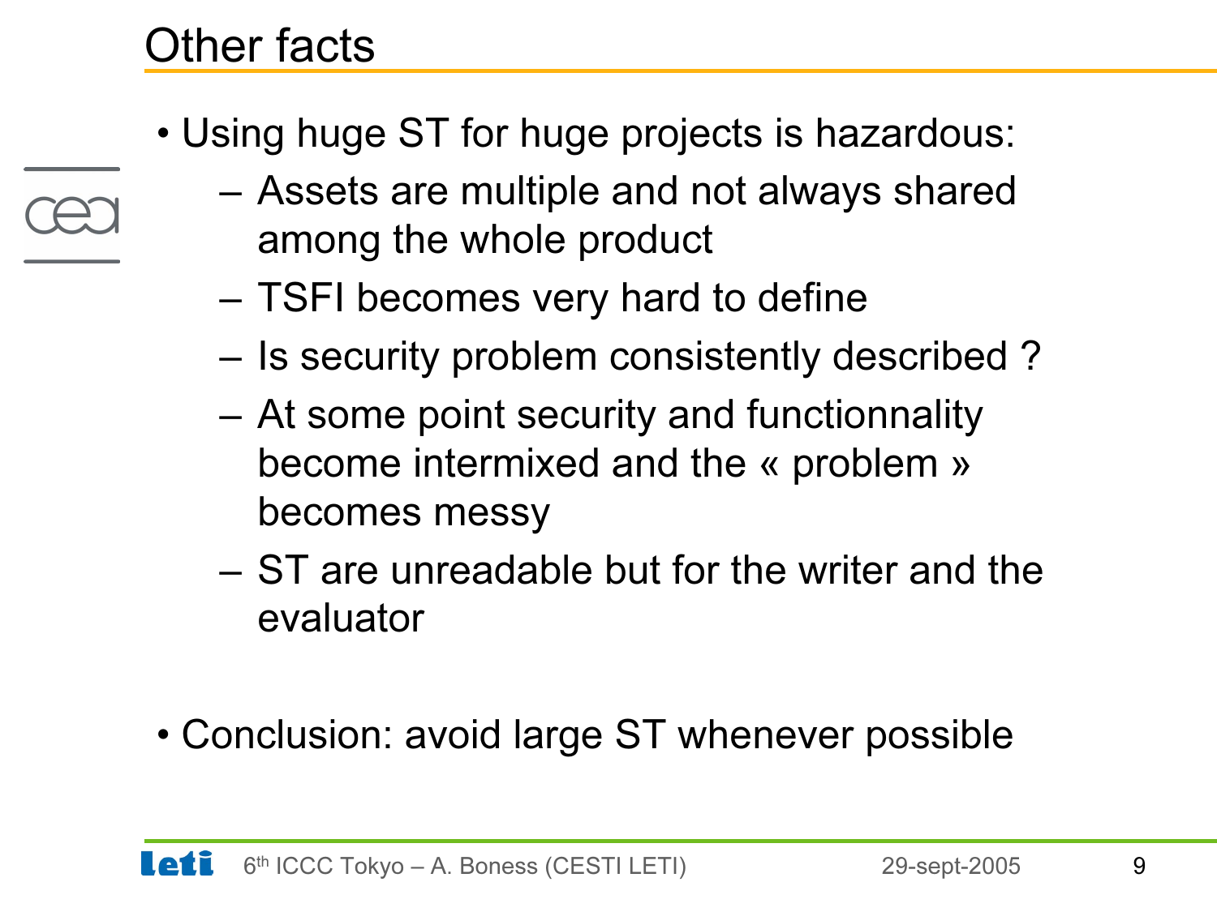# Other facts

- Using huge ST for huge projects is hazardous:
  - Assets are multiple and not always shared among the whole product
  - TSFI becomes very hard to define
  - Is security problem consistently described ?
  - At some point security and functionnality become intermixed and the « problem » becomes messy
  - ST are unreadable but for the writer and the evaluator

- Conclusion: avoid large ST whenever possible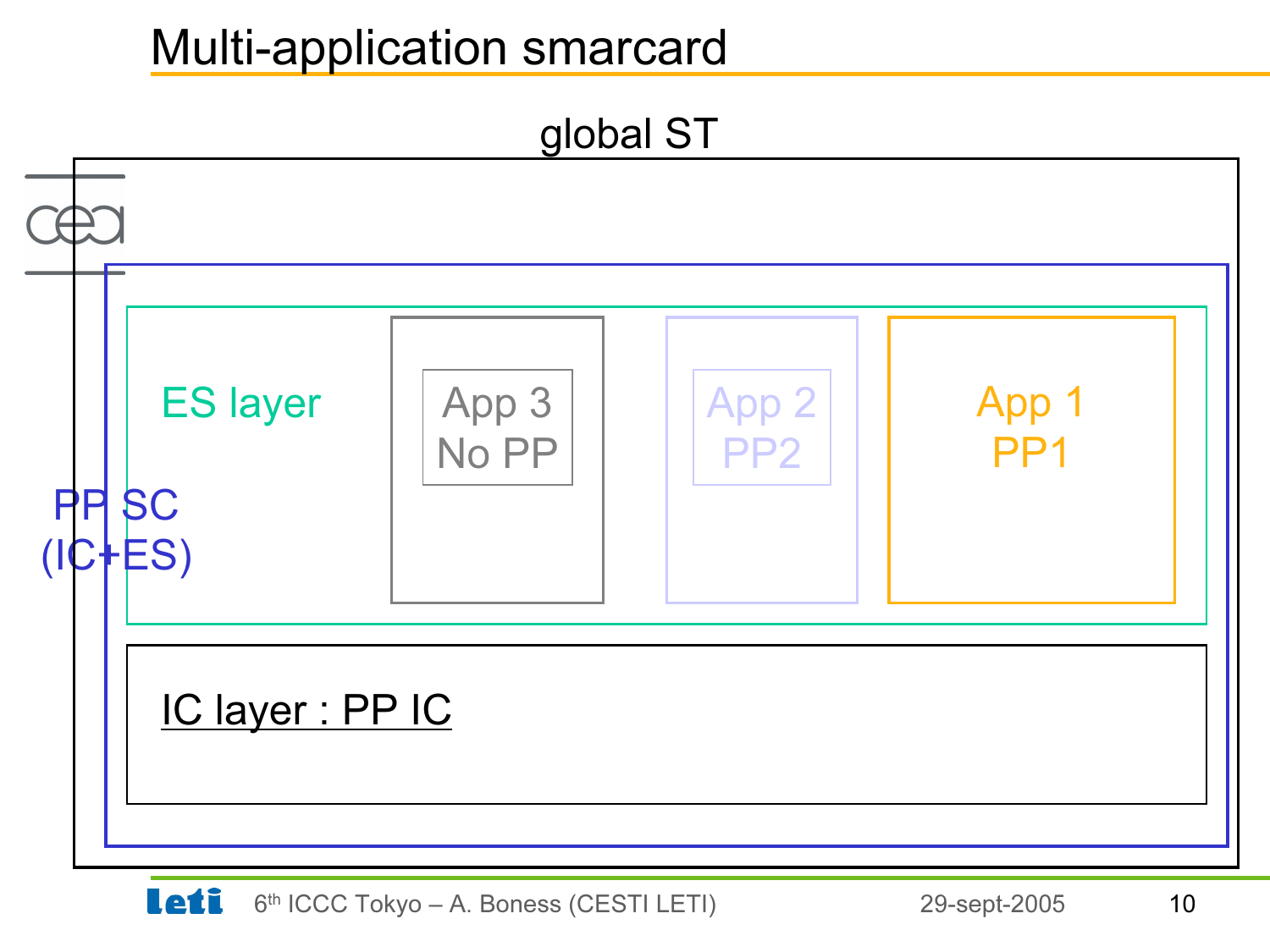# Multi-application smarcard

global ST

PP SC (IC+ES)

ES layer

App 3
No PP

App 2
PP2

App 1
PP1

IC layer : PP IC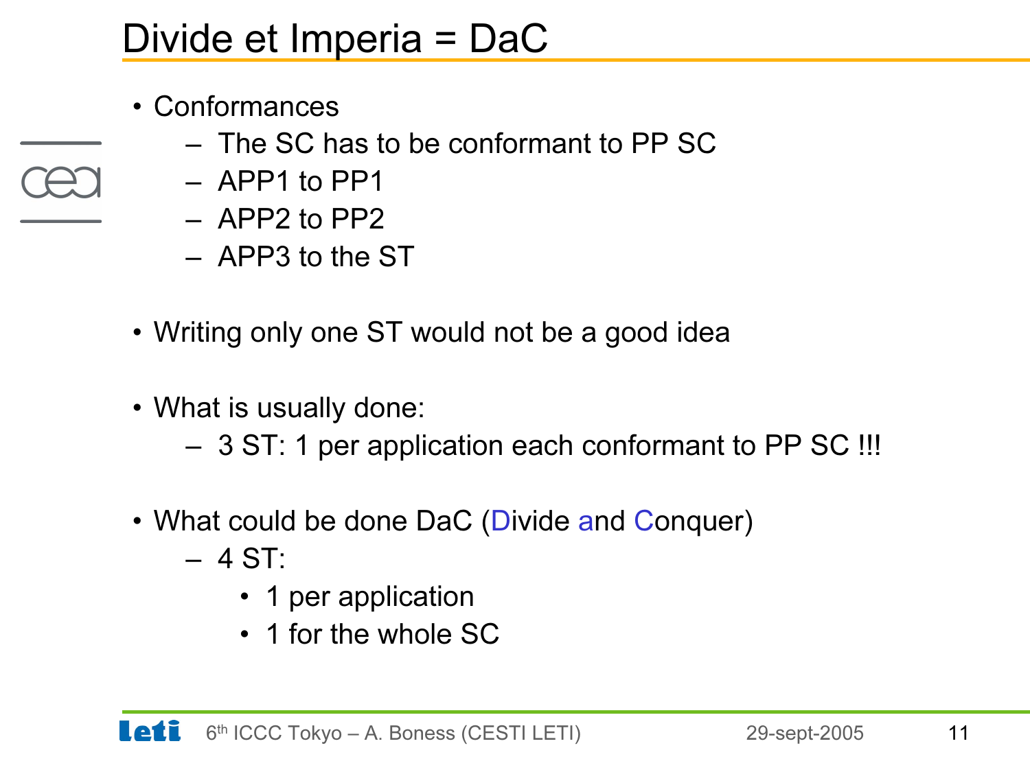# Divide et Imperia = DaC

- Conformances
  - The SC has to be conformant to PP SC
  - APP1 to PP1
  - APP2 to PP2
  - APP3 to the ST
- Writing only one ST would not be a good idea
- What is usually done:
  - 3 ST: 1 per application each conformant to PP SC !!!
- What could be done DaC (Divide and Conquer)
  - 4 ST:
    - 1 per application
    - 1 for the whole SC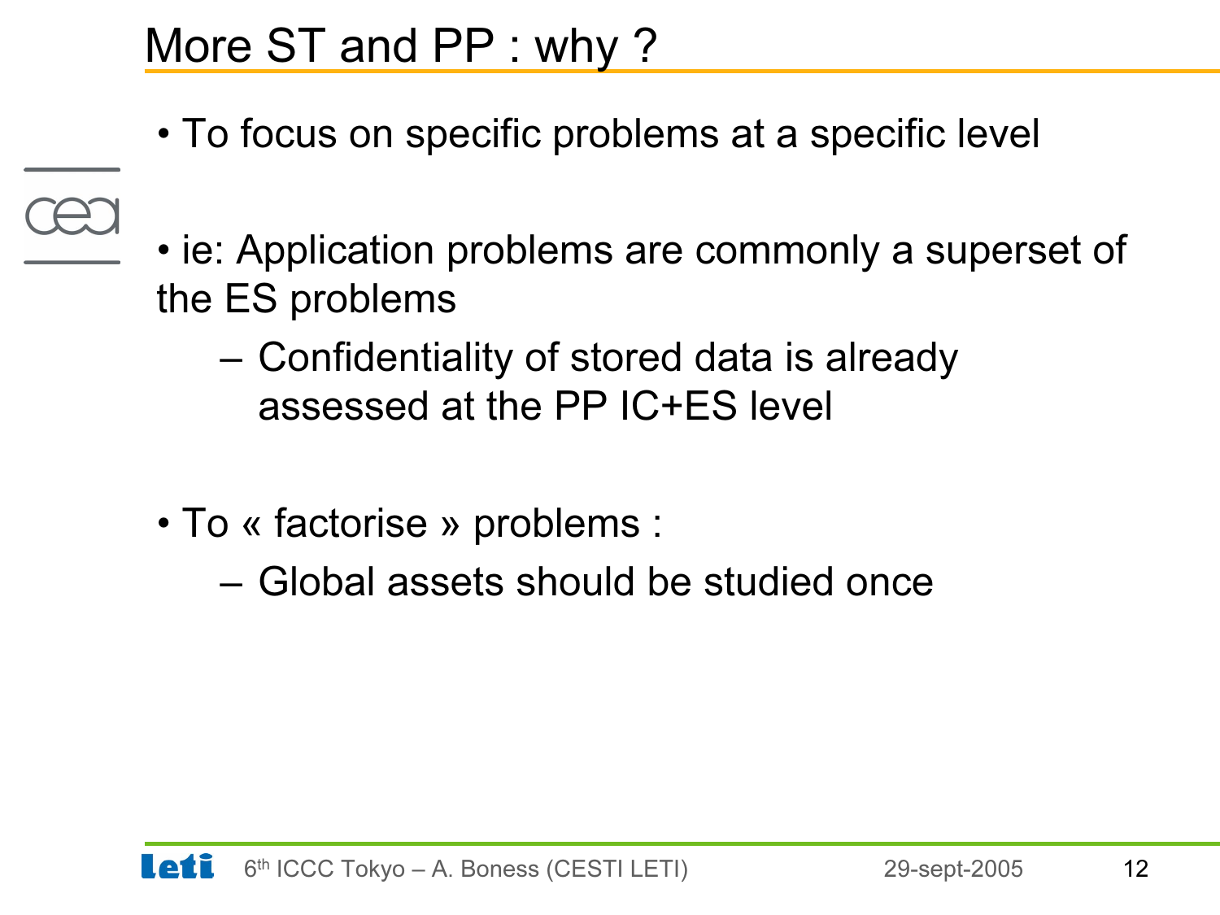# More ST and PP : why ?

- To focus on specific problems at a specific level

- ie: Application problems are commonly a superset of the ES problems
  - Confidentiality of stored data is already assessed at the PP IC+ES level

- To « factorise » problems :
  - Global assets should be studied once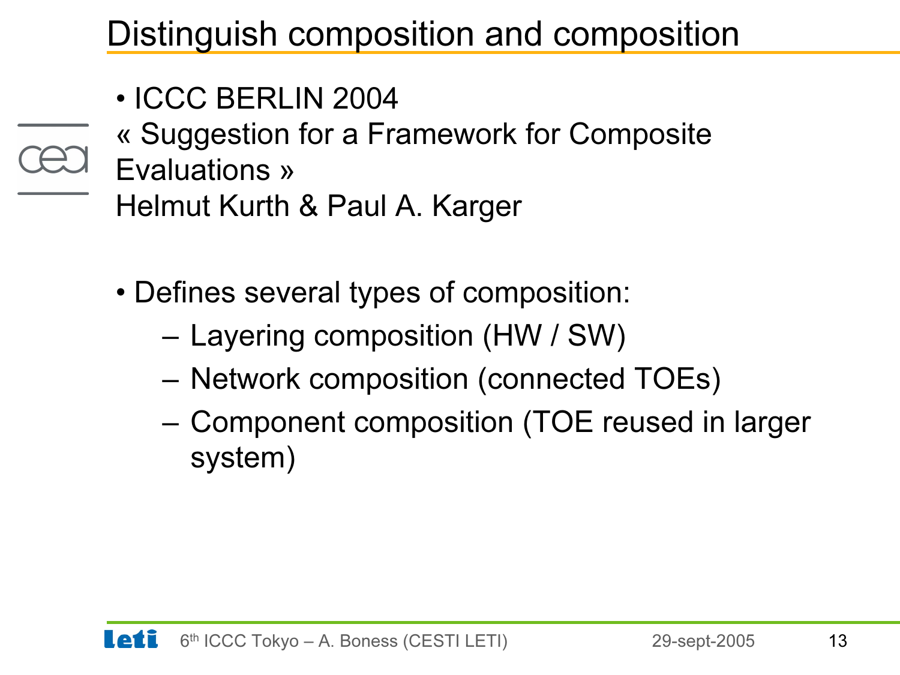# Distinguish composition and composition

- ICCC BERLIN 2004
  « Suggestion for a Framework for Composite Evaluations »
  Helmut Kurth & Paul A. Karger

- Defines several types of composition:
  - Layering composition (HW / SW)
  - Network composition (connected TOEs)
  - Component composition (TOE reused in larger system)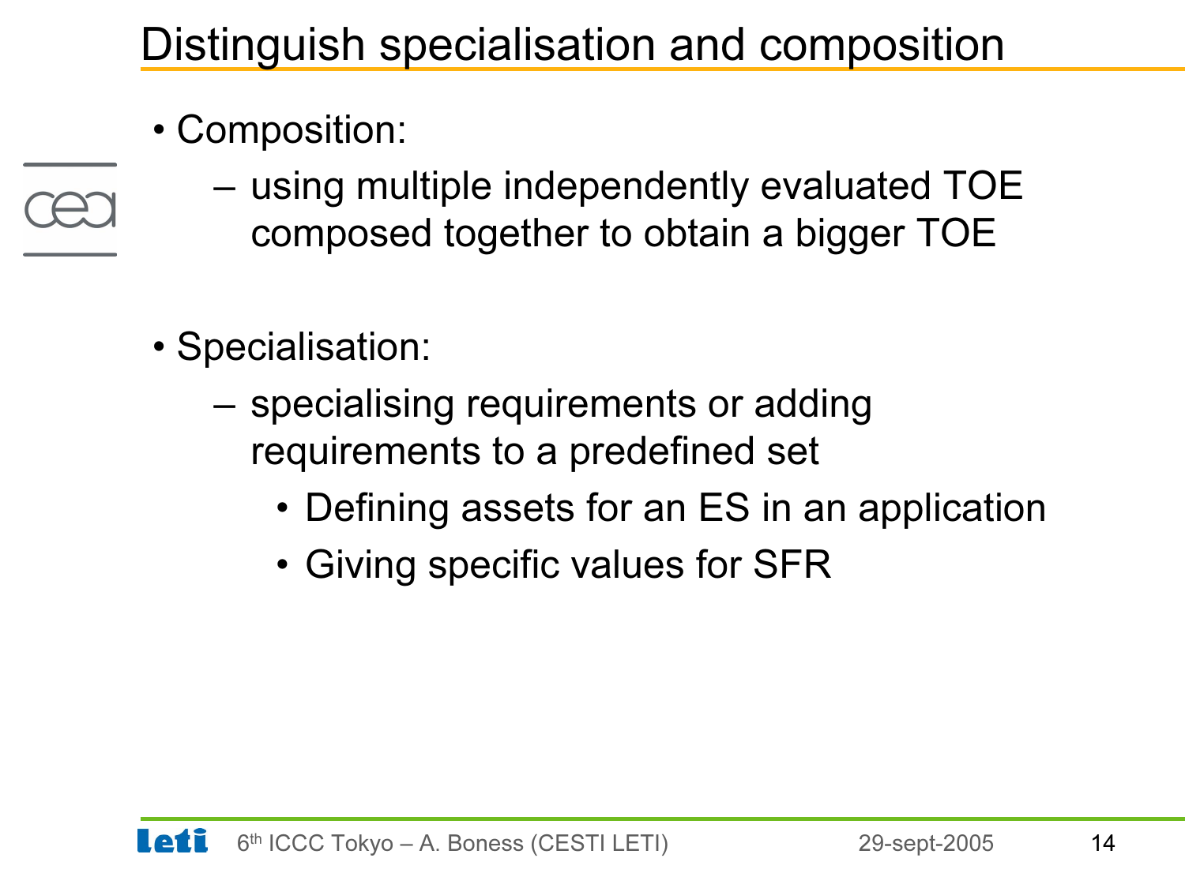# Distinguish specialisation and composition

- Composition:
  - using multiple independently evaluated TOE composed together to obtain a bigger TOE

- Specialisation:
  - specialising requirements or adding requirements to a predefined set
    - Defining assets for an ES in an application
    - Giving specific values for SFR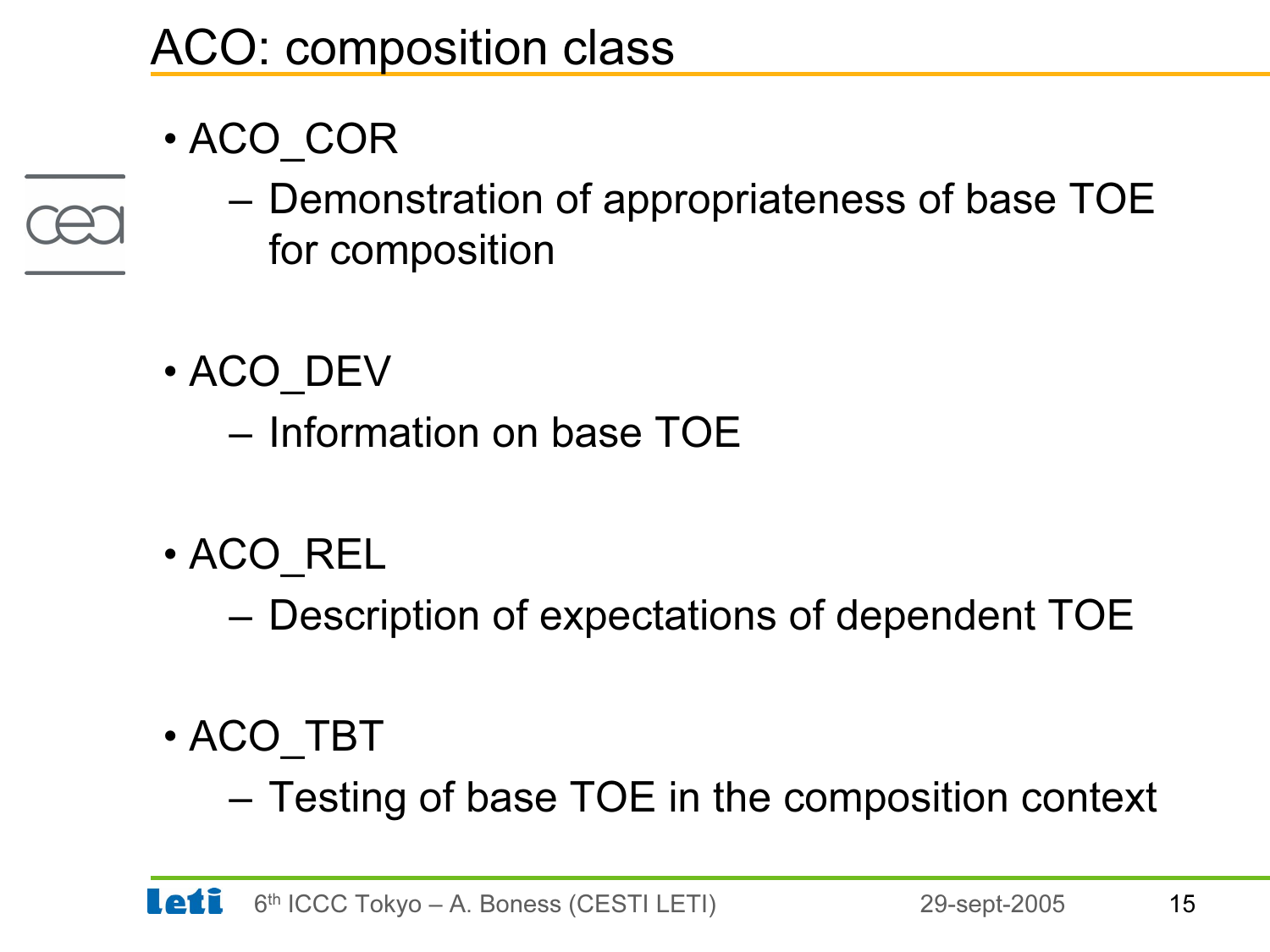# ACO: composition class

- ACO_COR
  - Demonstration of appropriateness of base TOE for composition
- ACO_DEV
  - Information on base TOE
- ACO_REL
  - Description of expectations of dependent TOE
- ACO_TBT
  - Testing of base TOE in the composition context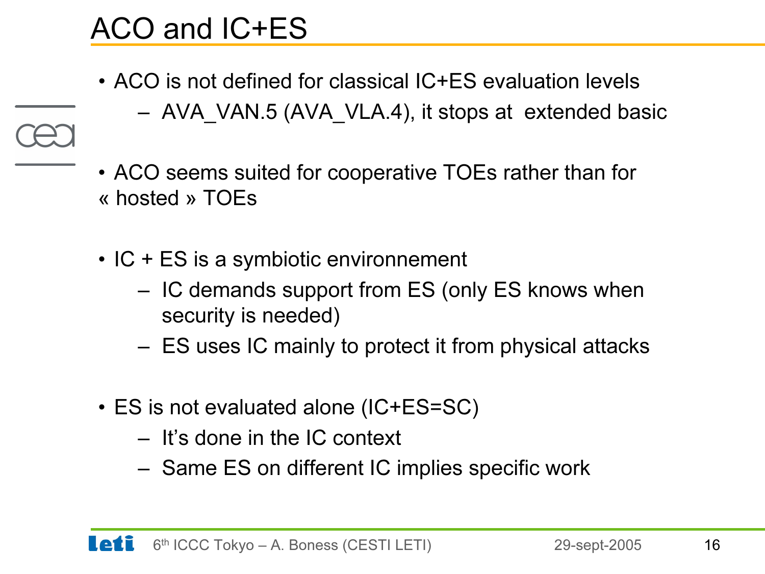# ACO and IC+ES

- ACO is not defined for classical IC+ES evaluation levels
  - AVA_VAN.5 (AVA_VLA.4), it stops at extended basic
- ACO seems suited for cooperative TOEs rather than for « hosted » TOEs
- IC + ES is a symbiotic environnement
  - IC demands support from ES (only ES knows when security is needed)
  - ES uses IC mainly to protect it from physical attacks
- ES is not evaluated alone (IC+ES=SC)
  - It's done in the IC context
  - Same ES on different IC implies specific work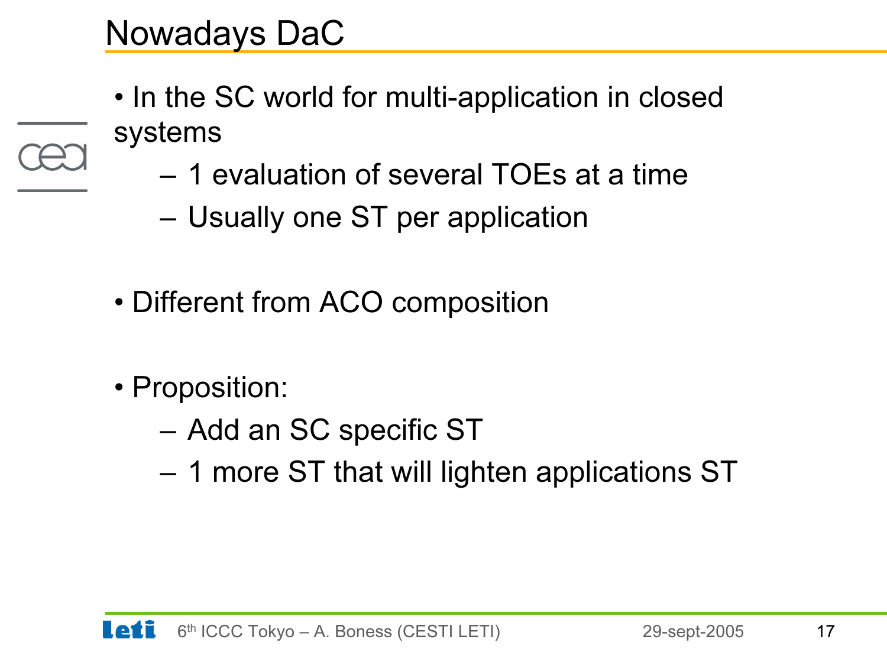# Nowadays DaC

- In the SC world for multi-application in closed systems
  - 1 evaluation of several TOEs at a time
  - Usually one ST per application
- Different from ACO composition
- Proposition:
  - Add an SC specific ST
  - 1 more ST that will lighten applications ST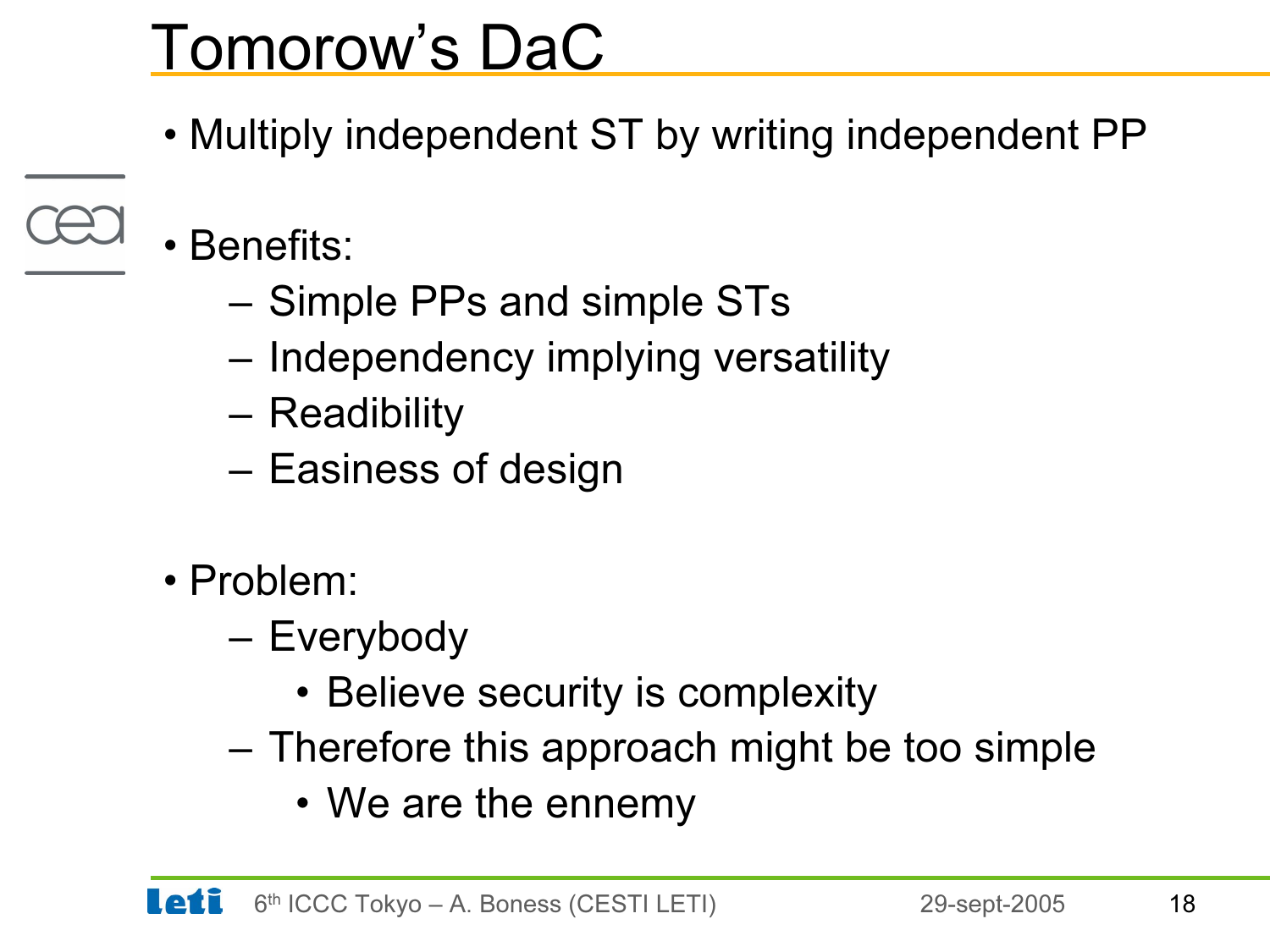# Tomorow's DaC

- Multiply independent ST by writing independent PP

- Benefits:
  - Simple PPs and simple STs
  - Independency implying versatility
  - Readibility
  - Easiness of design

- Problem:
  - Everybody
    - Believe security is complexity
  - Therefore this approach might be too simple
    - We are the ennemy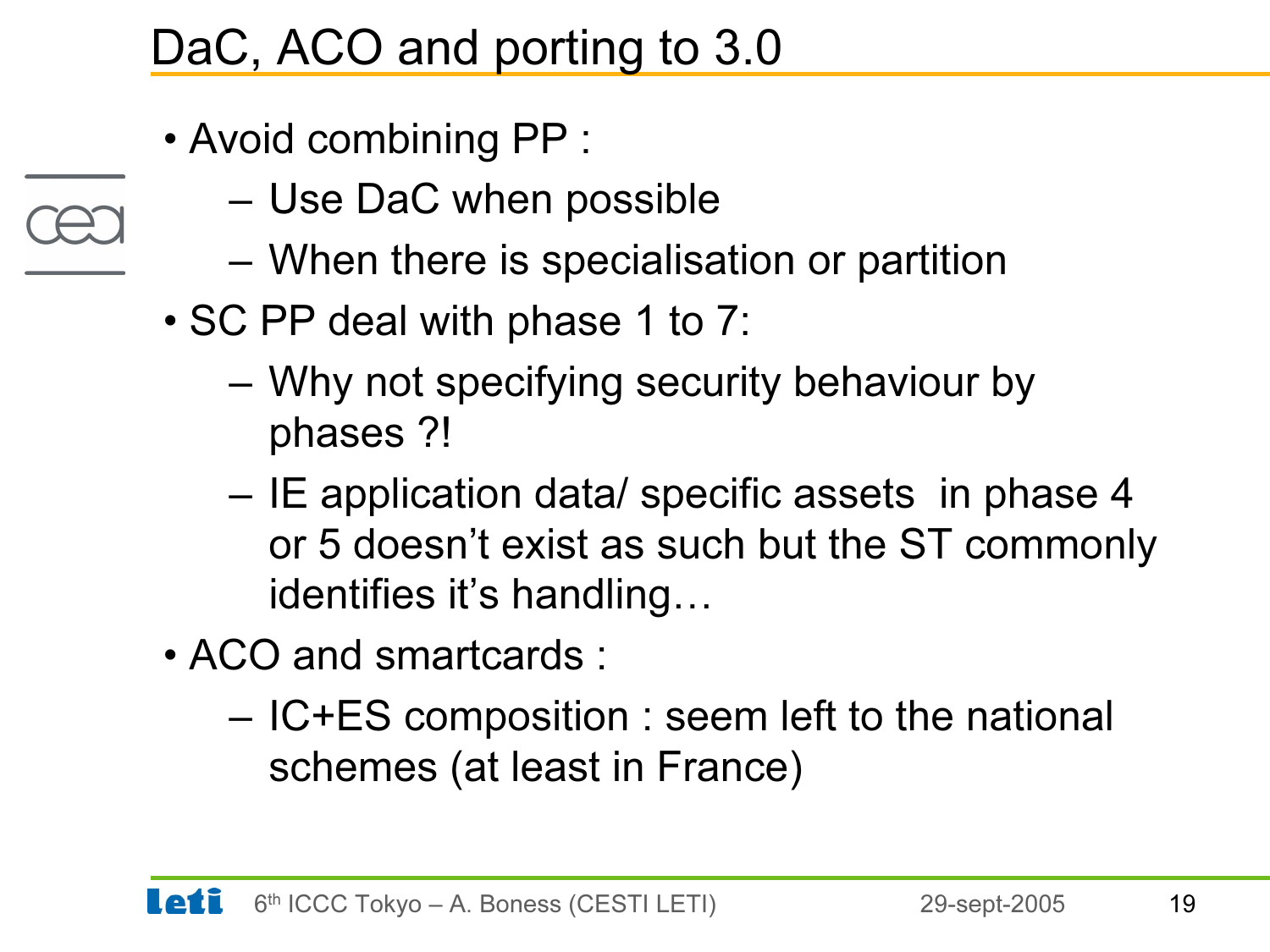# DaC, ACO and porting to 3.0

- Avoid combining PP :
  - Use DaC when possible
  - When there is specialisation or partition
- SC PP deal with phase 1 to 7:
  - Why not specifying security behaviour by phases ?!
  - IE application data/ specific assets in phase 4 or 5 doesn't exist as such but the ST commonly identifies it's handling…
- ACO and smartcards :
  - IC+ES composition : seem left to the national schemes (at least in France)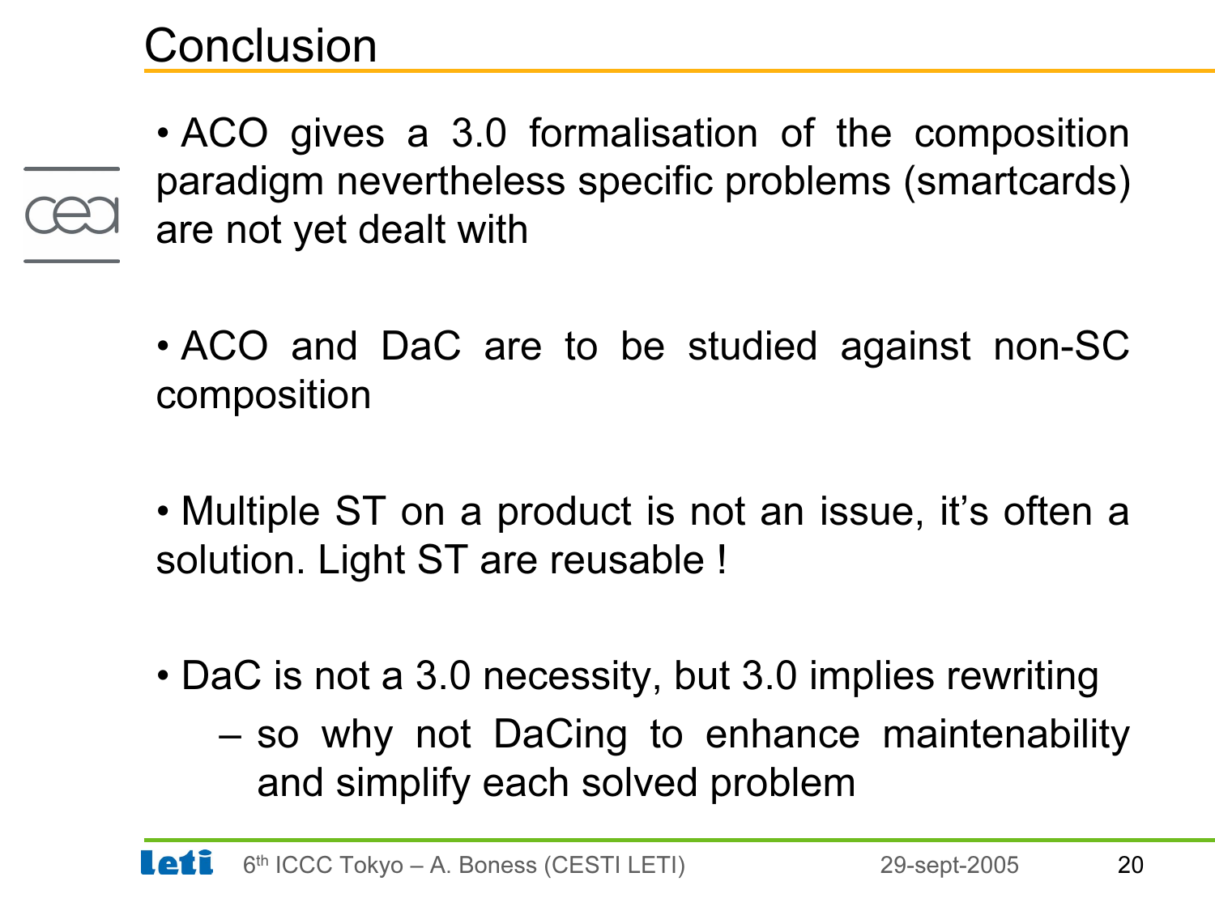# Conclusion

- ACO gives a 3.0 formalisation of the composition paradigm nevertheless specific problems (smartcards) are not yet dealt with

- ACO and DaC are to be studied against non-SC composition

- Multiple ST on a product is not an issue, it's often a solution. Light ST are reusable !

- DaC is not a 3.0 necessity, but 3.0 implies rewriting
  - so why not DaCing to enhance maintenability and simplify each solved problem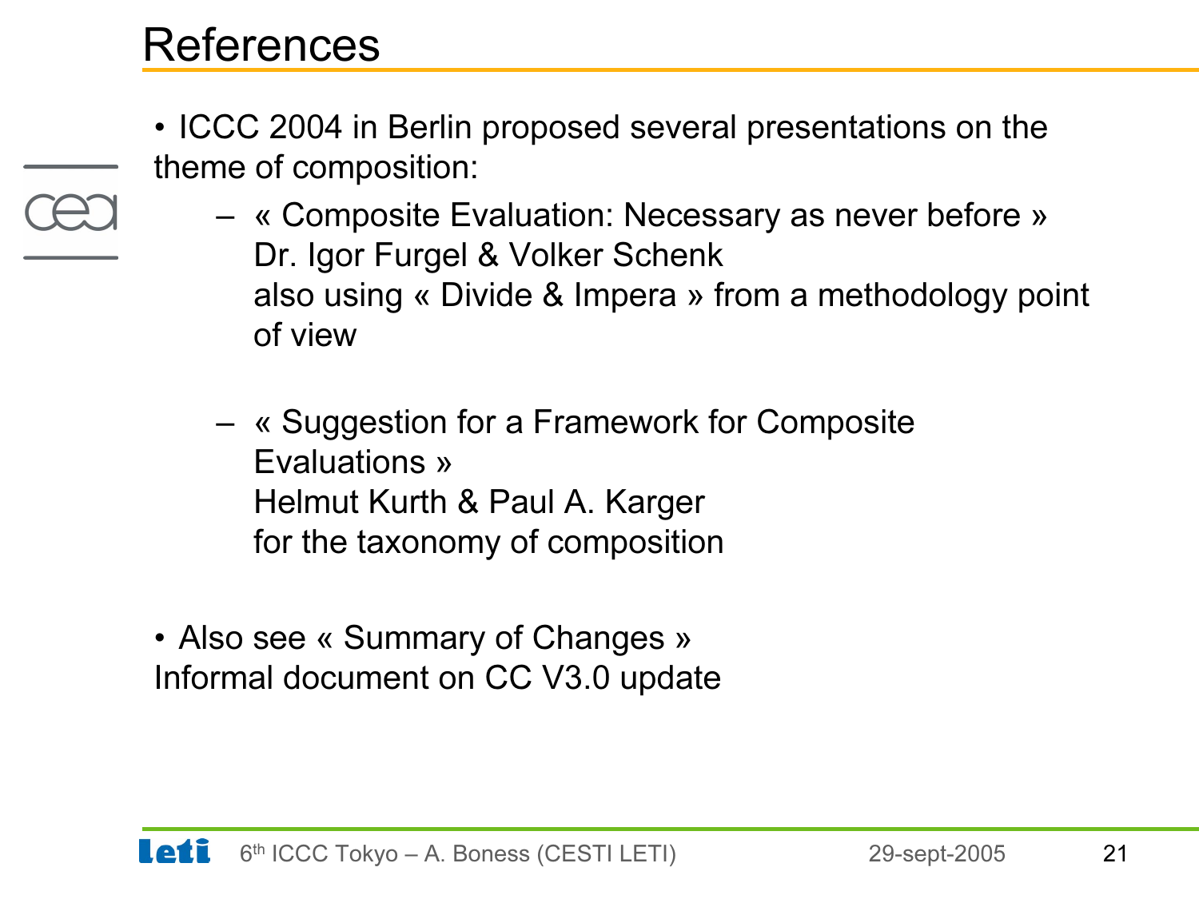# References

- ICCC 2004 in Berlin proposed several presentations on the theme of composition:
  - « Composite Evaluation: Necessary as never before »
    Dr. Igor Furgel & Volker Schenk
    also using « Divide & Impera » from a methodology point of view

  - « Suggestion for a Framework for Composite Evaluations »
    Helmut Kurth & Paul A. Karger
    for the taxonomy of composition

- Also see « Summary of Changes »
  Informal document on CC V3.0 update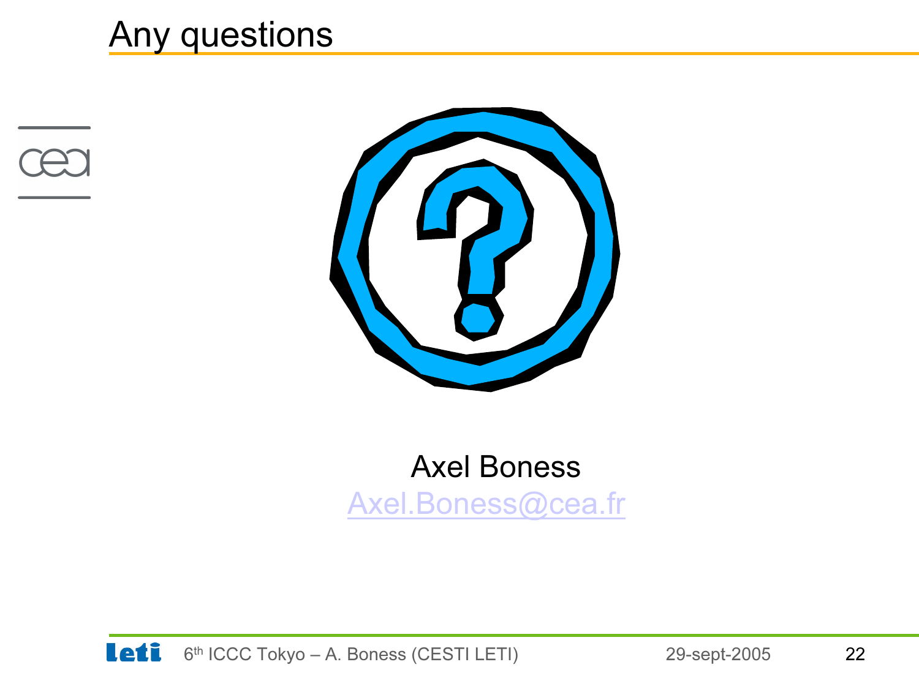# Any questions

Axel Boness

Axel.Boness@cea.fr